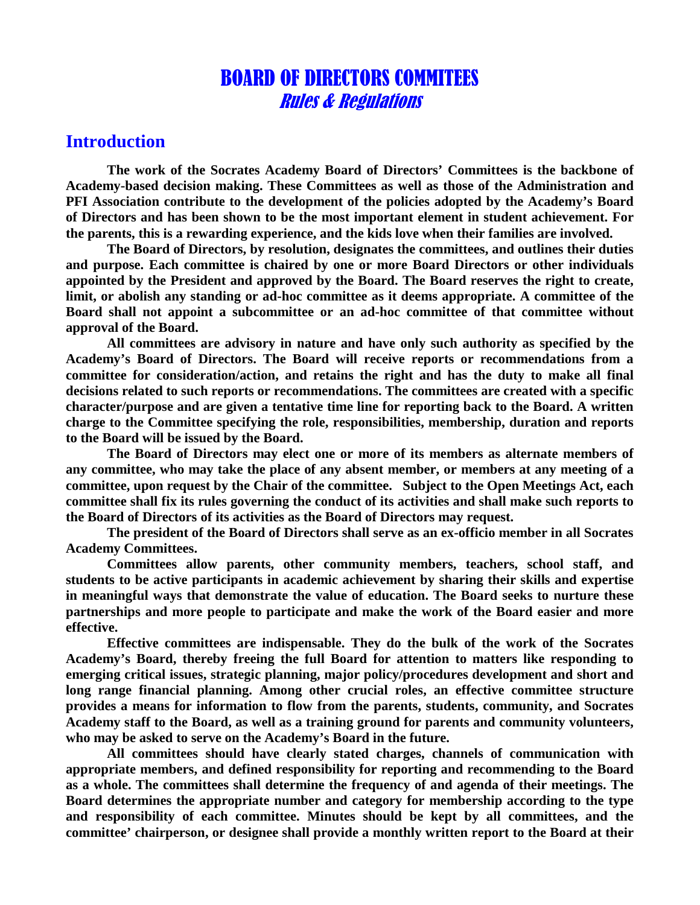# BOARD OF DIRECTORS COMMITEES

## *Rules & Regulations*

## Introduction

**The work of the Socrates Academy Board of Directors' Committees is the backbone of Academy-based decision making. These Committees as well as those of the Administration and PFI Association contribute to the development of the policies adopted by the Academy's Board of Directors and has been shown to be the most important element in student achievement. For the parents, this is a rewarding experience, and the kids love when their families are involved.**

**The Board of Directors, by resolution, designates the committees, and outlines their duties and purpose. Each committee is chaired by one or more Board Directors or other individuals appointed by the President and approved by the Board. The Board reserves the right to create, limit, or abolish any standing or ad-hoc committee as it deems appropriate. A committee of the Board shall not appoint a subcommittee or an ad-hoc committee of that committee without approval of the Board.**

**All committees are advisory in nature and have only such authority as specified by the Academy's Board of Directors. The Board will receive reports or recommendations from a committee for consideration/action, and retains the right and has the duty to make all final decisions related to such reports or recommendations. The committees are created with a specific character/purpose and are given a tentative time line for reporting back to the Board. A written charge to the Committee specifying the role, responsibilities, membership, duration and reports to the Board will be issued by the Board.**

**The Board of Directors may elect one or more of its members as alternate members of any committee, who may take the place of any absent member, or members at any meeting of a committee, upon request by the Chair of the committee. Subject to the Open Meetings Act, each committee shall fix its rules governing the conduct of its activities and shall make such reports to the Board of Directors of its activities as the Board of Directors may request.**

**The president of the Board of Directors shall serve as an ex-officio member in all Socrates Academy Committees.**

**Committees allow parents, other community members, teachers, school staff, and students to be active participants in academic achievement by sharing their skills and expertise in meaningful ways that demonstrate the value of education. The Board seeks to nurture these partnerships and more people to participate and make the work of the Board easier and more effective.**

**Effective committees are indispensable. They do the bulk of the work of the Socrates Academy's Board, thereby freeing the full Board for attention to matters like responding to emerging critical issues, strategic planning, major policy/procedures development and short and long range financial planning. Among other crucial roles, an effective committee structure provides a means for information to flow from the parents, students, community, and Socrates Academy staff to the Board, as well as a training ground for parents and community volunteers, who may be asked to serve on the Academy's Board in the future.**

**All committees should have clearly stated charges, channels of communication with appropriate members, and defined responsibility for reporting and recommending to the Board as a whole. The committees shall determine the frequency of and agenda of their meetings. The Board determines the appropriate number and category for membership according to the type and responsibility of each committee. Minutes should be kept by all committees, and the committee' chairperson, or designee shall provide a monthly written report to the Board at their**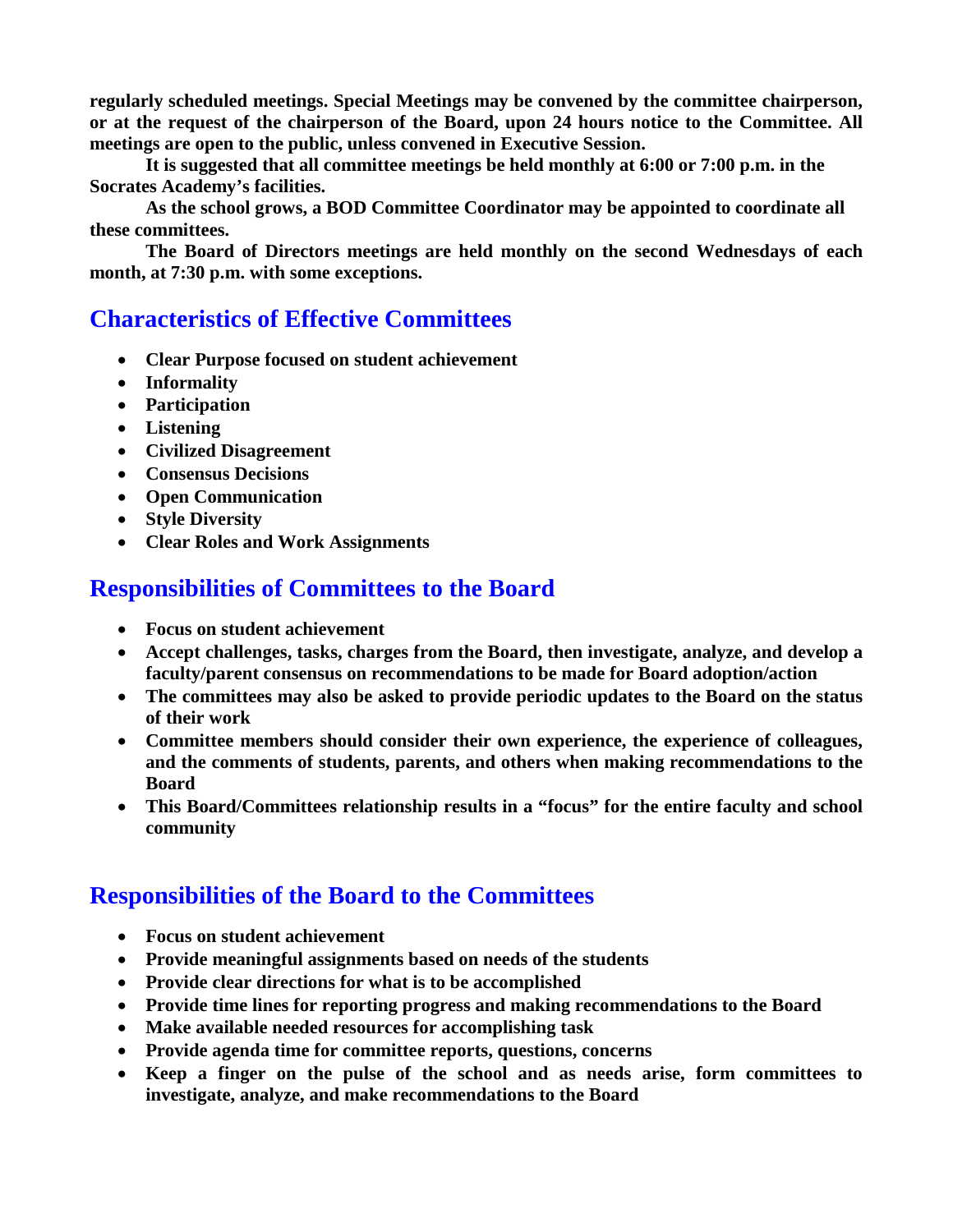**regularly scheduled meetings. Special Meetings may be convened by the committee chairperson, or at the request of the chairperson of the Board, upon 24 hours notice to the Committee. All meetings are open to the public, unless convened in Executive Session.**

**It is suggested that all committee meetings be held monthly at 6:00 or 7:00 p.m. in the Socrates Academy's facilities.**

**As the school grows, a BOD Committee Coordinator may be appointed to coordinate all these committees.**

**The Board of Directors meetings are held monthly on the second Wednesdays of each month, at 7:30 p.m. with some exceptions.**

## Characteristics of Effective Committees

- **Clear Purpose focused on student achievement**
- **Informality**
- **Participation**
- **Listening**
- **Civilized Disagreement**
- **Consensus Decisions**
- **Open Communication**
- **Style Diversity**
- **Clear Roles and Work Assignments**

## Responsibilities of Committees to the Board

- **Focus on student achievement**
- **Accept challenges, tasks, charges from the Board, then investigate, analyze, and develop a faculty/parent consensus on recommendations to be made for Board adoption/action**
- **The committees may also be asked to provide periodic updates to the Board on the status of their work**
- **Committee members should consider their own experience, the experience of colleagues, and the comments of students, parents, and others when making recommendations to the Board**
- **This Board/Committees relationship results in a "focus" for the entire faculty and school community**

## Responsibilities of the Board to the Committees

- **Focus on student achievement**
- **Provide meaningful assignments based on needs of the students**
- **Provide clear directions for what is to be accomplished**
- **Provide time lines for reporting progress and making recommendations to the Board**
- **Make available needed resources for accomplishing task**
- **Provide agenda time for committee reports, questions, concerns**
- **Keep a finger on the pulse of the school and as needs arise, form committees to investigate, analyze, and make recommendations to the Board**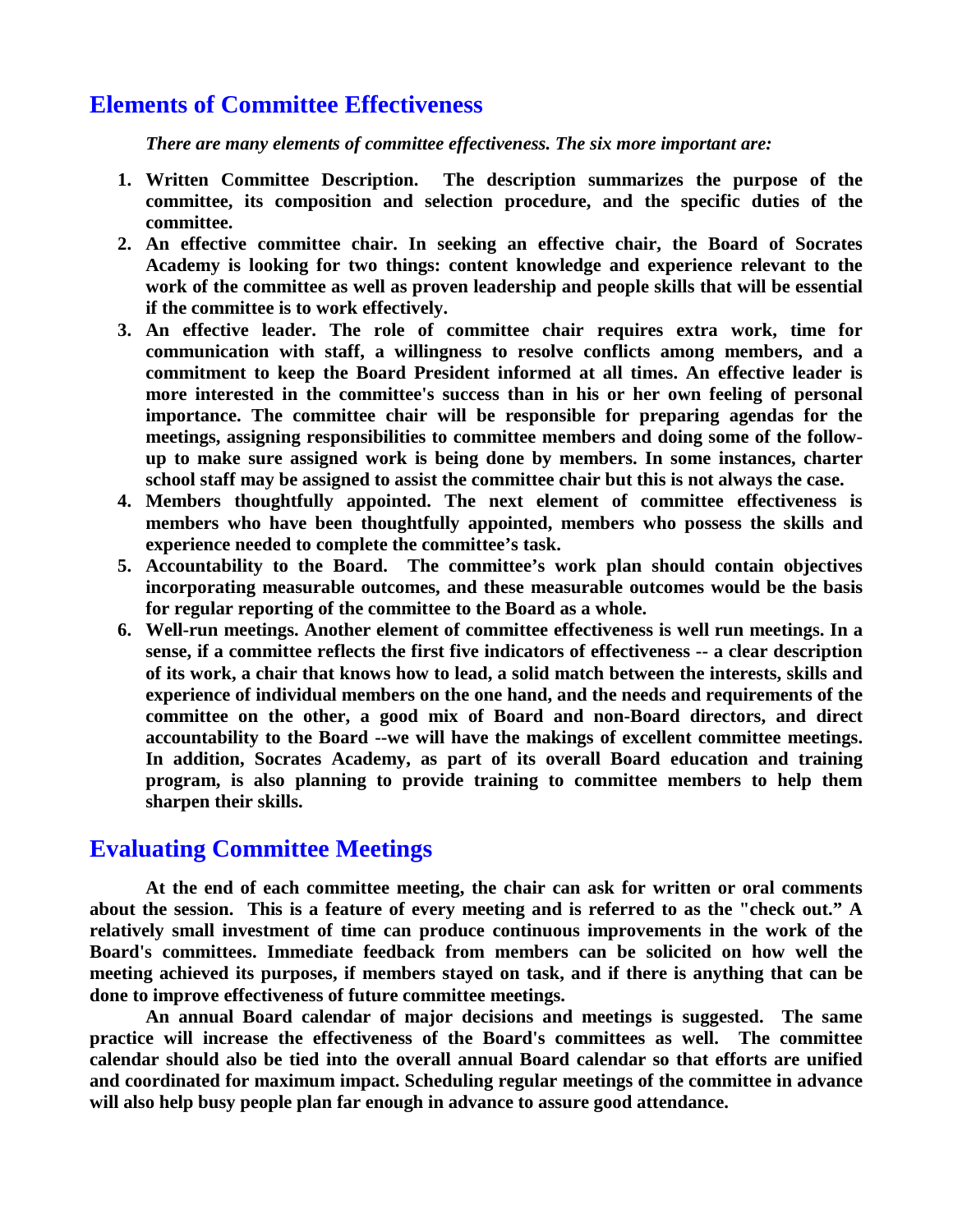## Elements of Committee Effectiveness

***There are many elements of committee effectiveness. The six more important are:***

1. **Written Committee Description. The description summarizes the purpose of the committee, its composition and selection procedure, and the specific duties of the committee.**
2. **An effective committee chair. In seeking an effective chair, the Board of Socrates Academy is looking for two things: content knowledge and experience relevant to the work of the committee as well as proven leadership and people skills that will be essential if the committee is to work effectively.**
3. **An effective leader. The role of committee chair requires extra work, time for communication with staff, a willingness to resolve conflicts among members, and a commitment to keep the Board President informed at all times. An effective leader is more interested in the committee's success than in his or her own feeling of personal importance. The committee chair will be responsible for preparing agendas for the meetings, assigning responsibilities to committee members and doing some of the follow-up to make sure assigned work is being done by members. In some instances, charter school staff may be assigned to assist the committee chair but this is not always the case.**
4. **Members thoughtfully appointed. The next element of committee effectiveness is members who have been thoughtfully appointed, members who possess the skills and experience needed to complete the committee's task.**
5. **Accountability to the Board. The committee's work plan should contain objectives incorporating measurable outcomes, and these measurable outcomes would be the basis for regular reporting of the committee to the Board as a whole.**
6. **Well-run meetings. Another element of committee effectiveness is well run meetings. In a sense, if a committee reflects the first five indicators of effectiveness -- a clear description of its work, a chair that knows how to lead, a solid match between the interests, skills and experience of individual members on the one hand, and the needs and requirements of the committee on the other, a good mix of Board and non-Board directors, and direct accountability to the Board --we will have the makings of excellent committee meetings. In addition, Socrates Academy, as part of its overall Board education and training program, is also planning to provide training to committee members to help them sharpen their skills.**

## Evaluating Committee Meetings

**At the end of each committee meeting, the chair can ask for written or oral comments about the session. This is a feature of every meeting and is referred to as the "check out." A relatively small investment of time can produce continuous improvements in the work of the Board's committees. Immediate feedback from members can be solicited on how well the meeting achieved its purposes, if members stayed on task, and if there is anything that can be done to improve effectiveness of future committee meetings.**

**An annual Board calendar of major decisions and meetings is suggested. The same practice will increase the effectiveness of the Board's committees as well. The committee calendar should also be tied into the overall annual Board calendar so that efforts are unified and coordinated for maximum impact. Scheduling regular meetings of the committee in advance will also help busy people plan far enough in advance to assure good attendance.**